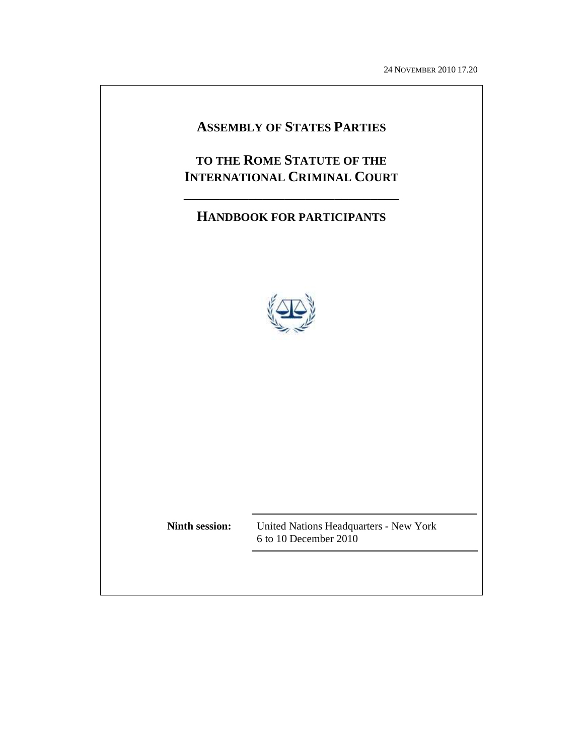24 NOVEMBER 2010 17.20

# ASSEMBLY OF STATES PARTIES

# TO THE ROME STATUTE OF THE INTERNATIONAL CRIMINAL COURT

## HANDBOOK FOR PARTICIPANTS

**Ninth session:** United Nations Headquarters - New York
6 to 10 December 2010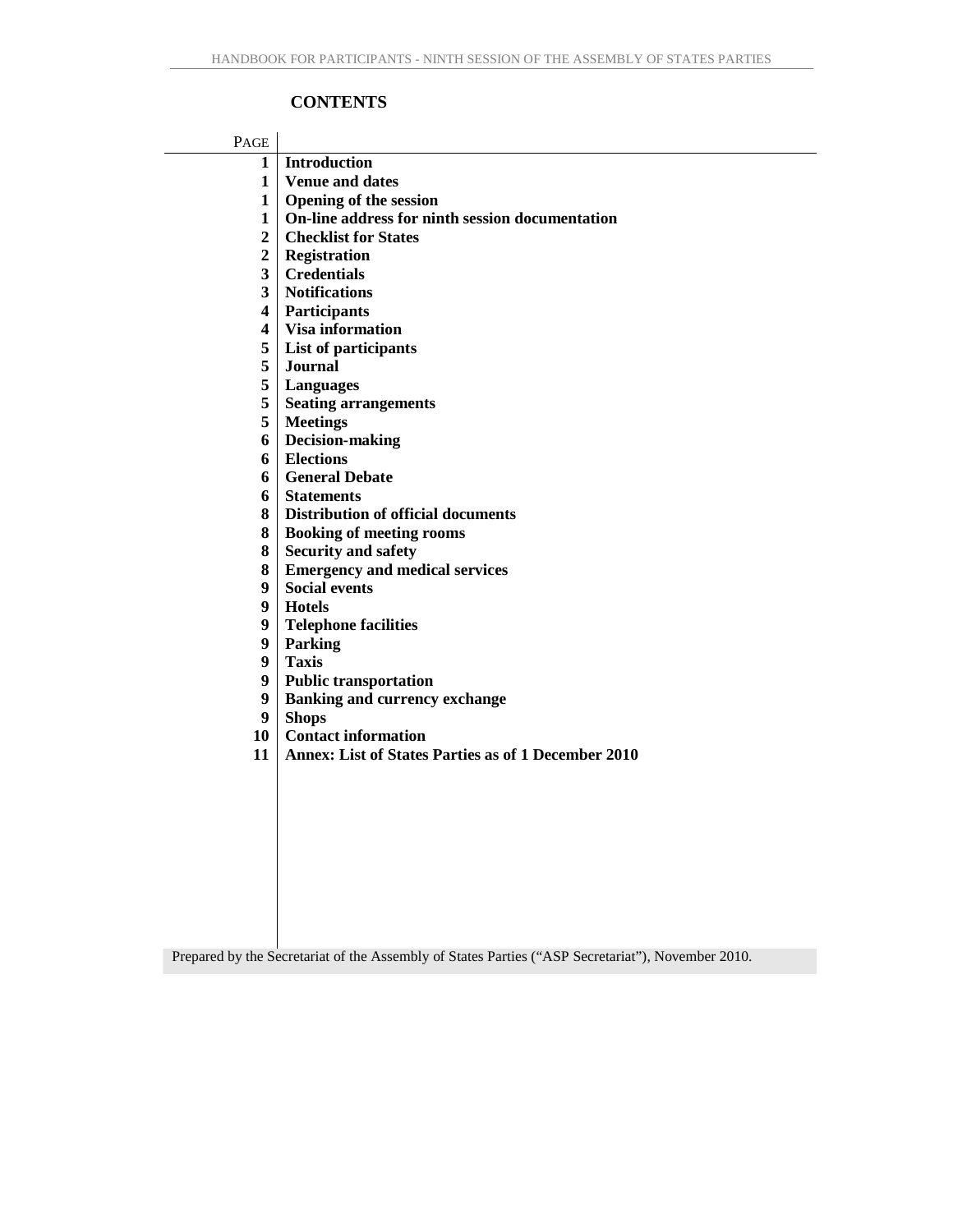## CONTENTS

| PAGE | |
|---|---|
| 1 | **Introduction** |
| 1 | **Venue and dates** |
| 1 | **Opening of the session** |
| 1 | **On-line address for ninth session documentation** |
| 2 | **Checklist for States** |
| 2 | **Registration** |
| 3 | **Credentials** |
| 3 | **Notifications** |
| 4 | **Participants** |
| 4 | **Visa information** |
| 5 | **List of participants** |
| 5 | **Journal** |
| 5 | **Languages** |
| 5 | **Seating arrangements** |
| 5 | **Meetings** |
| 6 | **Decision-making** |
| 6 | **Elections** |
| 6 | **General Debate** |
| 6 | **Statements** |
| 8 | **Distribution of official documents** |
| 8 | **Booking of meeting rooms** |
| 8 | **Security and safety** |
| 8 | **Emergency and medical services** |
| 9 | **Social events** |
| 9 | **Hotels** |
| 9 | **Telephone facilities** |
| 9 | **Parking** |
| 9 | **Taxis** |
| 9 | **Public transportation** |
| 9 | **Banking and currency exchange** |
| 9 | **Shops** |
| 10 | **Contact information** |
| 11 | **Annex: List of States Parties as of 1 December 2010** |

Prepared by the Secretariat of the Assembly of States Parties ("ASP Secretariat"), November 2010.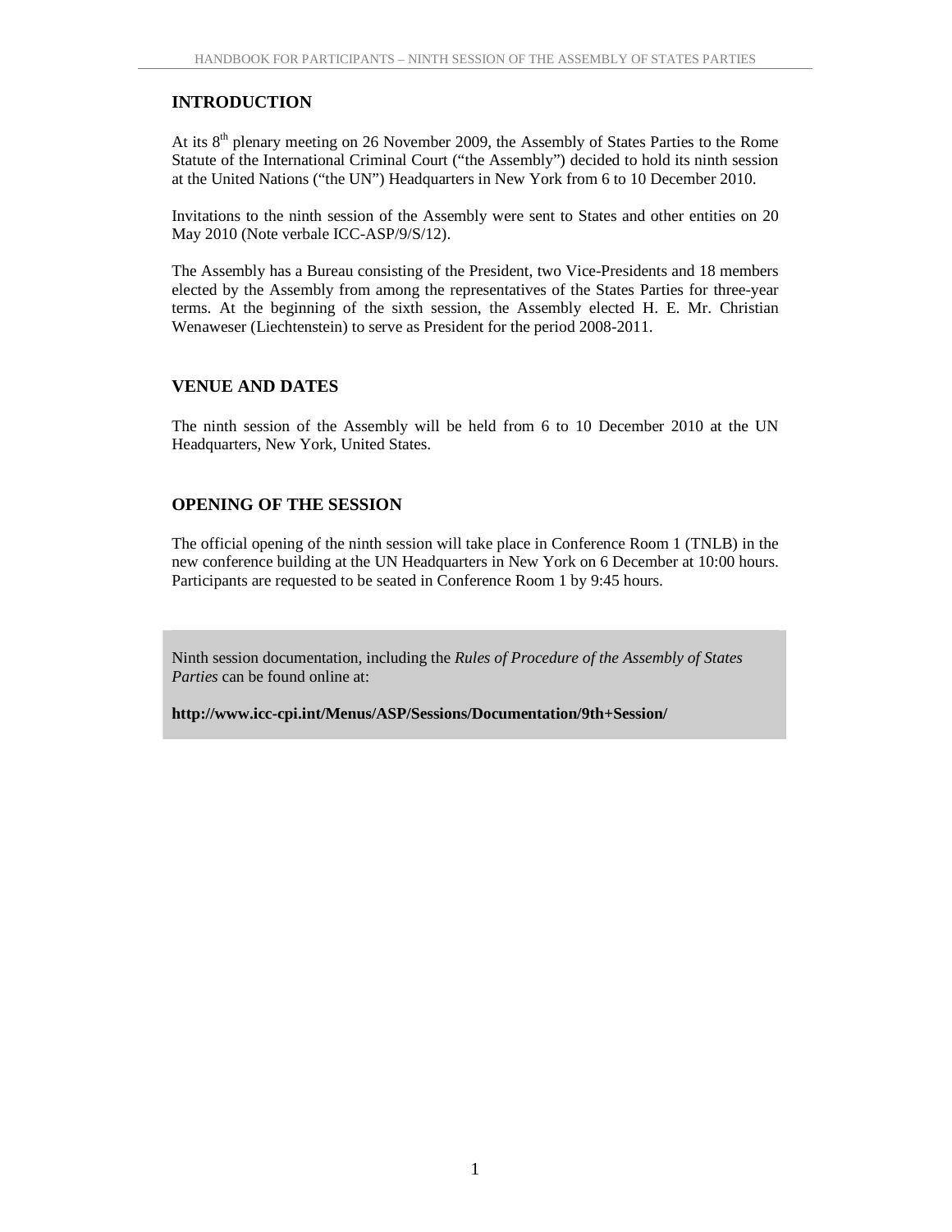## INTRODUCTION

At its 8th plenary meeting on 26 November 2009, the Assembly of States Parties to the Rome Statute of the International Criminal Court ("the Assembly") decided to hold its ninth session at the United Nations ("the UN") Headquarters in New York from 6 to 10 December 2010.

Invitations to the ninth session of the Assembly were sent to States and other entities on 20 May 2010 (Note verbale ICC-ASP/9/S/12).

The Assembly has a Bureau consisting of the President, two Vice-Presidents and 18 members elected by the Assembly from among the representatives of the States Parties for three-year terms. At the beginning of the sixth session, the Assembly elected H. E. Mr. Christian Wenaweser (Liechtenstein) to serve as President for the period 2008-2011.

## VENUE AND DATES

The ninth session of the Assembly will be held from 6 to 10 December 2010 at the UN Headquarters, New York, United States.

## OPENING OF THE SESSION

The official opening of the ninth session will take place in Conference Room 1 (TNLB) in the new conference building at the UN Headquarters in New York on 6 December at 10:00 hours. Participants are requested to be seated in Conference Room 1 by 9:45 hours.

Ninth session documentation, including the *Rules of Procedure of the Assembly of States Parties* can be found online at:

**http://www.icc-cpi.int/Menus/ASP/Sessions/Documentation/9th+Session/**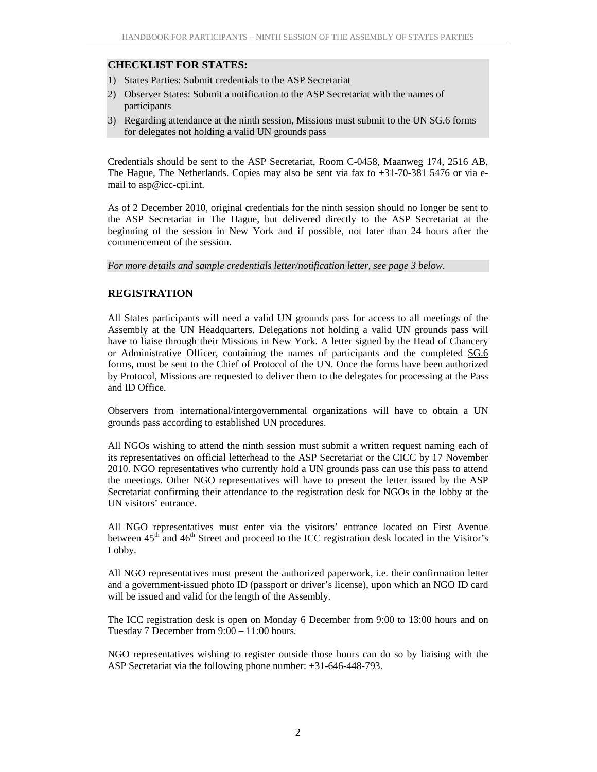**CHECKLIST FOR STATES:**

1) States Parties: Submit credentials to the ASP Secretariat
2) Observer States: Submit a notification to the ASP Secretariat with the names of participants
3) Regarding attendance at the ninth session, Missions must submit to the UN SG.6 forms for delegates not holding a valid UN grounds pass

Credentials should be sent to the ASP Secretariat, Room C-0458, Maanweg 174, 2516 AB, The Hague, The Netherlands. Copies may also be sent via fax to +31-70-381 5476 or via e-mail to asp@icc-cpi.int.

As of 2 December 2010, original credentials for the ninth session should no longer be sent to the ASP Secretariat in The Hague, but delivered directly to the ASP Secretariat at the beginning of the session in New York and if possible, not later than 24 hours after the commencement of the session.

*For more details and sample credentials letter/notification letter, see page 3 below.*

## REGISTRATION

All States participants will need a valid UN grounds pass for access to all meetings of the Assembly at the UN Headquarters. Delegations not holding a valid UN grounds pass will have to liaise through their Missions in New York. A letter signed by the Head of Chancery or Administrative Officer, containing the names of participants and the completed SG.6 forms, must be sent to the Chief of Protocol of the UN. Once the forms have been authorized by Protocol, Missions are requested to deliver them to the delegates for processing at the Pass and ID Office.

Observers from international/intergovernmental organizations will have to obtain a UN grounds pass according to established UN procedures.

All NGOs wishing to attend the ninth session must submit a written request naming each of its representatives on official letterhead to the ASP Secretariat or the CICC by 17 November 2010. NGO representatives who currently hold a UN grounds pass can use this pass to attend the meetings. Other NGO representatives will have to present the letter issued by the ASP Secretariat confirming their attendance to the registration desk for NGOs in the lobby at the UN visitors' entrance.

All NGO representatives must enter via the visitors' entrance located on First Avenue between 45th and 46th Street and proceed to the ICC registration desk located in the Visitor's Lobby.

All NGO representatives must present the authorized paperwork, i.e. their confirmation letter and a government-issued photo ID (passport or driver's license), upon which an NGO ID card will be issued and valid for the length of the Assembly.

The ICC registration desk is open on Monday 6 December from 9:00 to 13:00 hours and on Tuesday 7 December from 9:00 – 11:00 hours.

NGO representatives wishing to register outside those hours can do so by liaising with the ASP Secretariat via the following phone number: +31-646-448-793.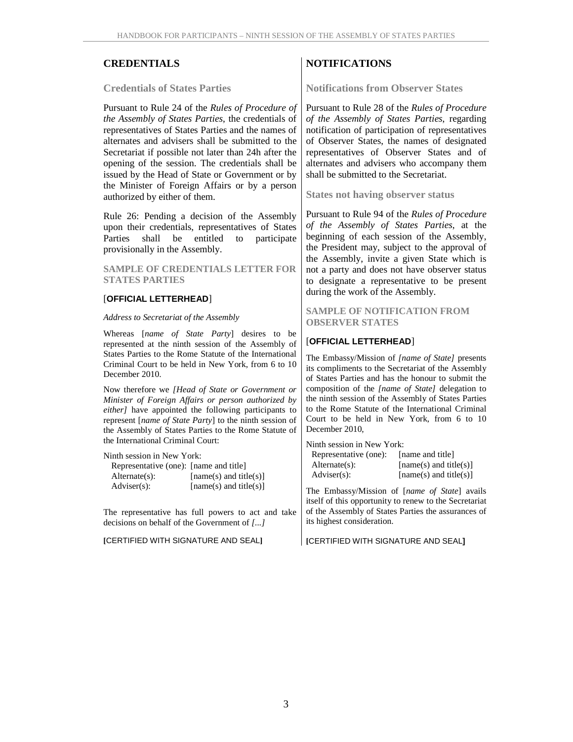## CREDENTIALS

### Credentials of States Parties

Pursuant to Rule 24 of the *Rules of Procedure of the Assembly of States Parties*, the credentials of representatives of States Parties and the names of alternates and advisers shall be submitted to the Secretariat if possible not later than 24h after the opening of the session. The credentials shall be issued by the Head of State or Government or by the Minister of Foreign Affairs or by a person authorized by either of them.

Rule 26: Pending a decision of the Assembly upon their credentials, representatives of States Parties shall be entitled to participate provisionally in the Assembly.

#### SAMPLE OF CREDENTIALS LETTER FOR STATES PARTIES

[**OFFICIAL LETTERHEAD**]

*Address to Secretariat of the Assembly*

Whereas [*name of State Party*] desires to be represented at the ninth session of the Assembly of States Parties to the Rome Statute of the International Criminal Court to be held in New York, from 6 to 10 December 2010.

Now therefore we *[Head of State or Government or Minister of Foreign Affairs or person authorized by either]* have appointed the following participants to represent [*name of State Party*] to the ninth session of the Assembly of States Parties to the Rome Statute of the International Criminal Court:

Ninth session in New York:

| | |
|---|---|
| Representative (one): | [name and title] |
| Alternate(s): | [name(s) and title(s)] |
| Adviser(s): | [name(s) and title(s)] |

The representative has full powers to act and take decisions on behalf of the Government of *[...]*

[CERTIFIED WITH SIGNATURE AND SEAL]

## NOTIFICATIONS

### Notifications from Observer States

Pursuant to Rule 28 of the *Rules of Procedure of the Assembly of States Parties*, regarding notification of participation of representatives of Observer States, the names of designated representatives of Observer States and of alternates and advisers who accompany them shall be submitted to the Secretariat.

### States not having observer status

Pursuant to Rule 94 of the *Rules of Procedure of the Assembly of States Parties*, at the beginning of each session of the Assembly, the President may, subject to the approval of the Assembly, invite a given State which is not a party and does not have observer status to designate a representative to be present during the work of the Assembly.

#### SAMPLE OF NOTIFICATION FROM OBSERVER STATES

[**OFFICIAL LETTERHEAD**]

The Embassy/Mission of *[name of State]* presents its compliments to the Secretariat of the Assembly of States Parties and has the honour to submit the composition of the *[name of State]* delegation to the ninth session of the Assembly of States Parties to the Rome Statute of the International Criminal Court to be held in New York, from 6 to 10 December 2010,

Ninth session in New York:

| | |
|---|---|
| Representative (one): | [name and title] |
| Alternate(s): | [name(s) and title(s)] |
| Adviser(s): | [name(s) and title(s)] |

The Embassy/Mission of [*name of State*] avails itself of this opportunity to renew to the Secretariat of the Assembly of States Parties the assurances of its highest consideration.

[CERTIFIED WITH SIGNATURE AND SEAL]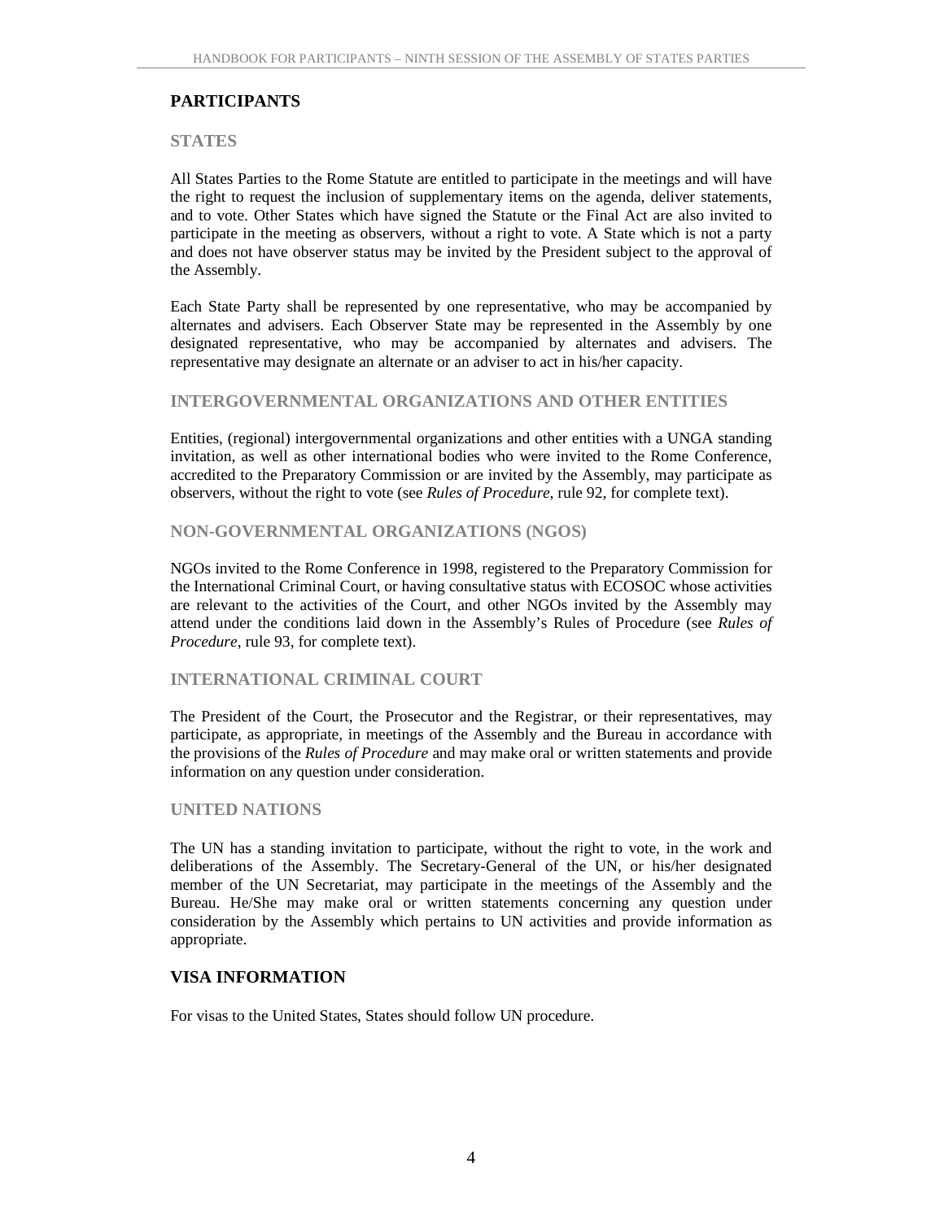## PARTICIPANTS

### STATES

All States Parties to the Rome Statute are entitled to participate in the meetings and will have the right to request the inclusion of supplementary items on the agenda, deliver statements, and to vote. Other States which have signed the Statute or the Final Act are also invited to participate in the meeting as observers, without a right to vote. A State which is not a party and does not have observer status may be invited by the President subject to the approval of the Assembly.

Each State Party shall be represented by one representative, who may be accompanied by alternates and advisers. Each Observer State may be represented in the Assembly by one designated representative, who may be accompanied by alternates and advisers. The representative may designate an alternate or an adviser to act in his/her capacity.

### INTERGOVERNMENTAL ORGANIZATIONS AND OTHER ENTITIES

Entities, (regional) intergovernmental organizations and other entities with a UNGA standing invitation, as well as other international bodies who were invited to the Rome Conference, accredited to the Preparatory Commission or are invited by the Assembly, may participate as observers, without the right to vote (see *Rules of Procedure*, rule 92, for complete text).

### NON-GOVERNMENTAL ORGANIZATIONS (NGOS)

NGOs invited to the Rome Conference in 1998, registered to the Preparatory Commission for the International Criminal Court, or having consultative status with ECOSOC whose activities are relevant to the activities of the Court, and other NGOs invited by the Assembly may attend under the conditions laid down in the Assembly's Rules of Procedure (see *Rules of Procedure*, rule 93, for complete text).

### INTERNATIONAL CRIMINAL COURT

The President of the Court, the Prosecutor and the Registrar, or their representatives, may participate, as appropriate, in meetings of the Assembly and the Bureau in accordance with the provisions of the *Rules of Procedure* and may make oral or written statements and provide information on any question under consideration.

### UNITED NATIONS

The UN has a standing invitation to participate, without the right to vote, in the work and deliberations of the Assembly. The Secretary-General of the UN, or his/her designated member of the UN Secretariat, may participate in the meetings of the Assembly and the Bureau. He/She may make oral or written statements concerning any question under consideration by the Assembly which pertains to UN activities and provide information as appropriate.

## VISA INFORMATION

For visas to the United States, States should follow UN procedure.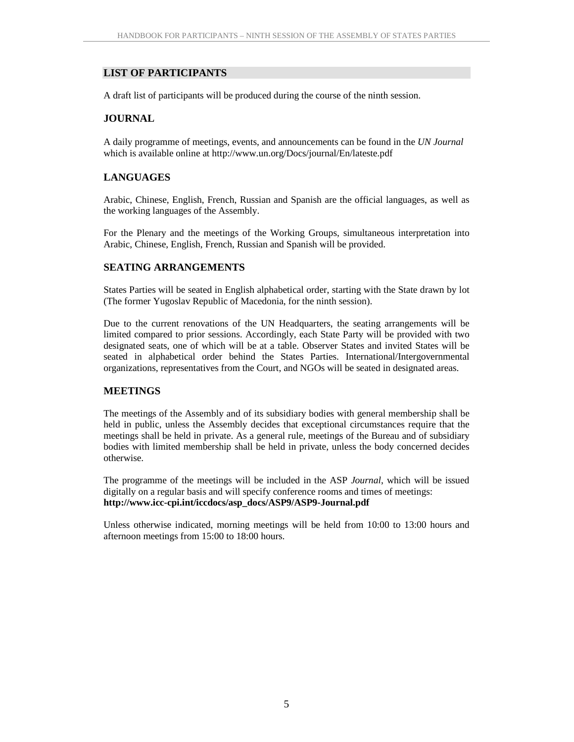## LIST OF PARTICIPANTS

A draft list of participants will be produced during the course of the ninth session.

## JOURNAL

A daily programme of meetings, events, and announcements can be found in the *UN Journal* which is available online at http://www.un.org/Docs/journal/En/lateste.pdf

## LANGUAGES

Arabic, Chinese, English, French, Russian and Spanish are the official languages, as well as the working languages of the Assembly.

For the Plenary and the meetings of the Working Groups, simultaneous interpretation into Arabic, Chinese, English, French, Russian and Spanish will be provided.

## SEATING ARRANGEMENTS

States Parties will be seated in English alphabetical order, starting with the State drawn by lot (The former Yugoslav Republic of Macedonia, for the ninth session).

Due to the current renovations of the UN Headquarters, the seating arrangements will be limited compared to prior sessions. Accordingly, each State Party will be provided with two designated seats, one of which will be at a table. Observer States and invited States will be seated in alphabetical order behind the States Parties. International/Intergovernmental organizations, representatives from the Court, and NGOs will be seated in designated areas.

## MEETINGS

The meetings of the Assembly and of its subsidiary bodies with general membership shall be held in public, unless the Assembly decides that exceptional circumstances require that the meetings shall be held in private. As a general rule, meetings of the Bureau and of subsidiary bodies with limited membership shall be held in private, unless the body concerned decides otherwise.

The programme of the meetings will be included in the ASP *Journal*, which will be issued digitally on a regular basis and will specify conference rooms and times of meetings: **http://www.icc-cpi.int/iccdocs/asp_docs/ASP9/ASP9-Journal.pdf**

Unless otherwise indicated, morning meetings will be held from 10:00 to 13:00 hours and afternoon meetings from 15:00 to 18:00 hours.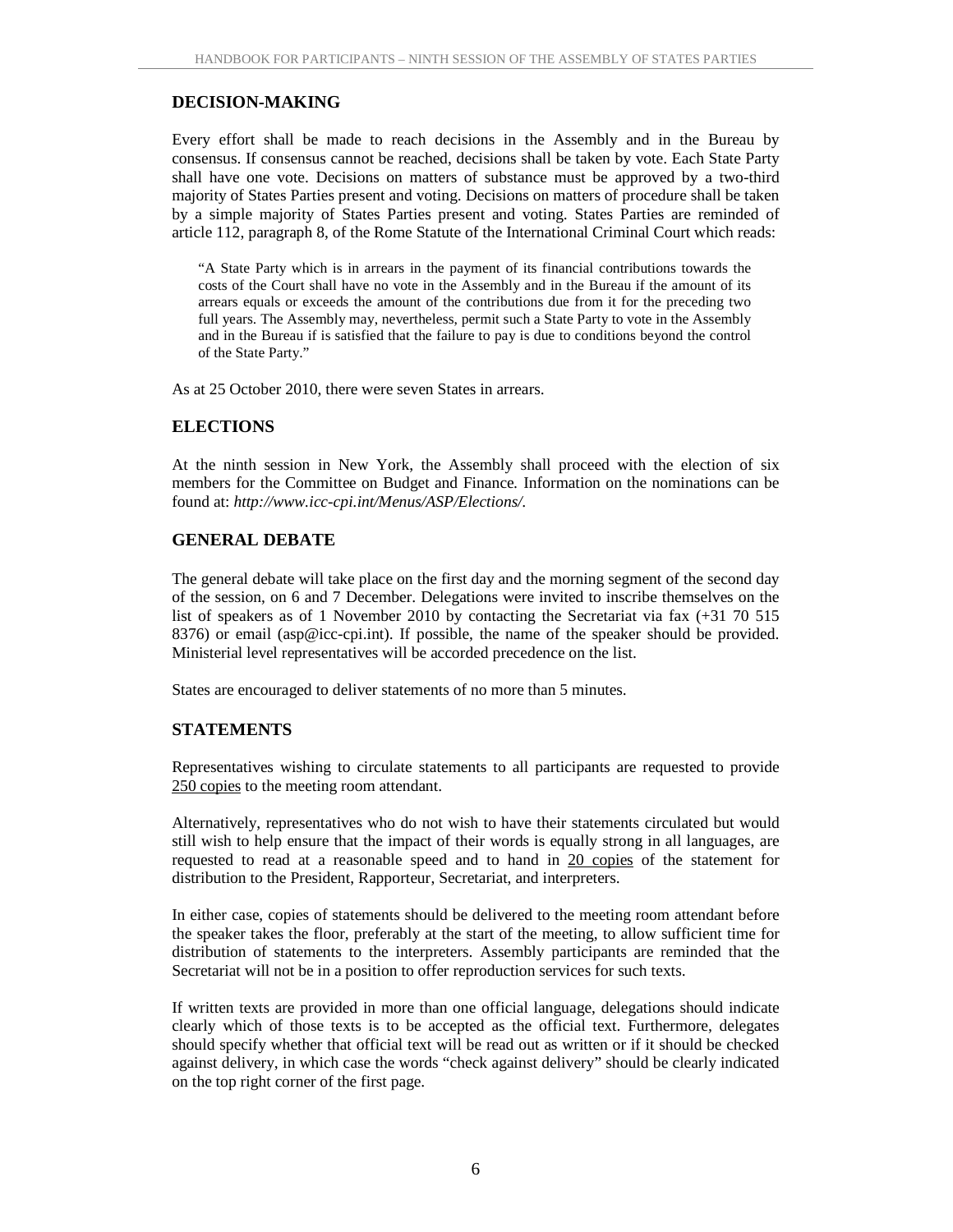## DECISION-MAKING

Every effort shall be made to reach decisions in the Assembly and in the Bureau by consensus. If consensus cannot be reached, decisions shall be taken by vote. Each State Party shall have one vote. Decisions on matters of substance must be approved by a two-third majority of States Parties present and voting. Decisions on matters of procedure shall be taken by a simple majority of States Parties present and voting. States Parties are reminded of article 112, paragraph 8, of the Rome Statute of the International Criminal Court which reads:

> "A State Party which is in arrears in the payment of its financial contributions towards the costs of the Court shall have no vote in the Assembly and in the Bureau if the amount of its arrears equals or exceeds the amount of the contributions due from it for the preceding two full years. The Assembly may, nevertheless, permit such a State Party to vote in the Assembly and in the Bureau if is satisfied that the failure to pay is due to conditions beyond the control of the State Party."

As at 25 October 2010, there were seven States in arrears.

## ELECTIONS

At the ninth session in New York, the Assembly shall proceed with the election of six members for the Committee on Budget and Finance. Information on the nominations can be found at: *http://www.icc-cpi.int/Menus/ASP/Elections/*.

## GENERAL DEBATE

The general debate will take place on the first day and the morning segment of the second day of the session, on 6 and 7 December. Delegations were invited to inscribe themselves on the list of speakers as of 1 November 2010 by contacting the Secretariat via fax (+31 70 515 8376) or email (asp@icc-cpi.int). If possible, the name of the speaker should be provided. Ministerial level representatives will be accorded precedence on the list.

States are encouraged to deliver statements of no more than 5 minutes.

## STATEMENTS

Representatives wishing to circulate statements to all participants are requested to provide <u>250 copies</u> to the meeting room attendant.

Alternatively, representatives who do not wish to have their statements circulated but would still wish to help ensure that the impact of their words is equally strong in all languages, are requested to read at a reasonable speed and to hand in <u>20 copies</u> of the statement for distribution to the President, Rapporteur, Secretariat, and interpreters.

In either case, copies of statements should be delivered to the meeting room attendant before the speaker takes the floor, preferably at the start of the meeting, to allow sufficient time for distribution of statements to the interpreters. Assembly participants are reminded that the Secretariat will not be in a position to offer reproduction services for such texts.

If written texts are provided in more than one official language, delegations should indicate clearly which of those texts is to be accepted as the official text. Furthermore, delegates should specify whether that official text will be read out as written or if it should be checked against delivery, in which case the words "check against delivery" should be clearly indicated on the top right corner of the first page.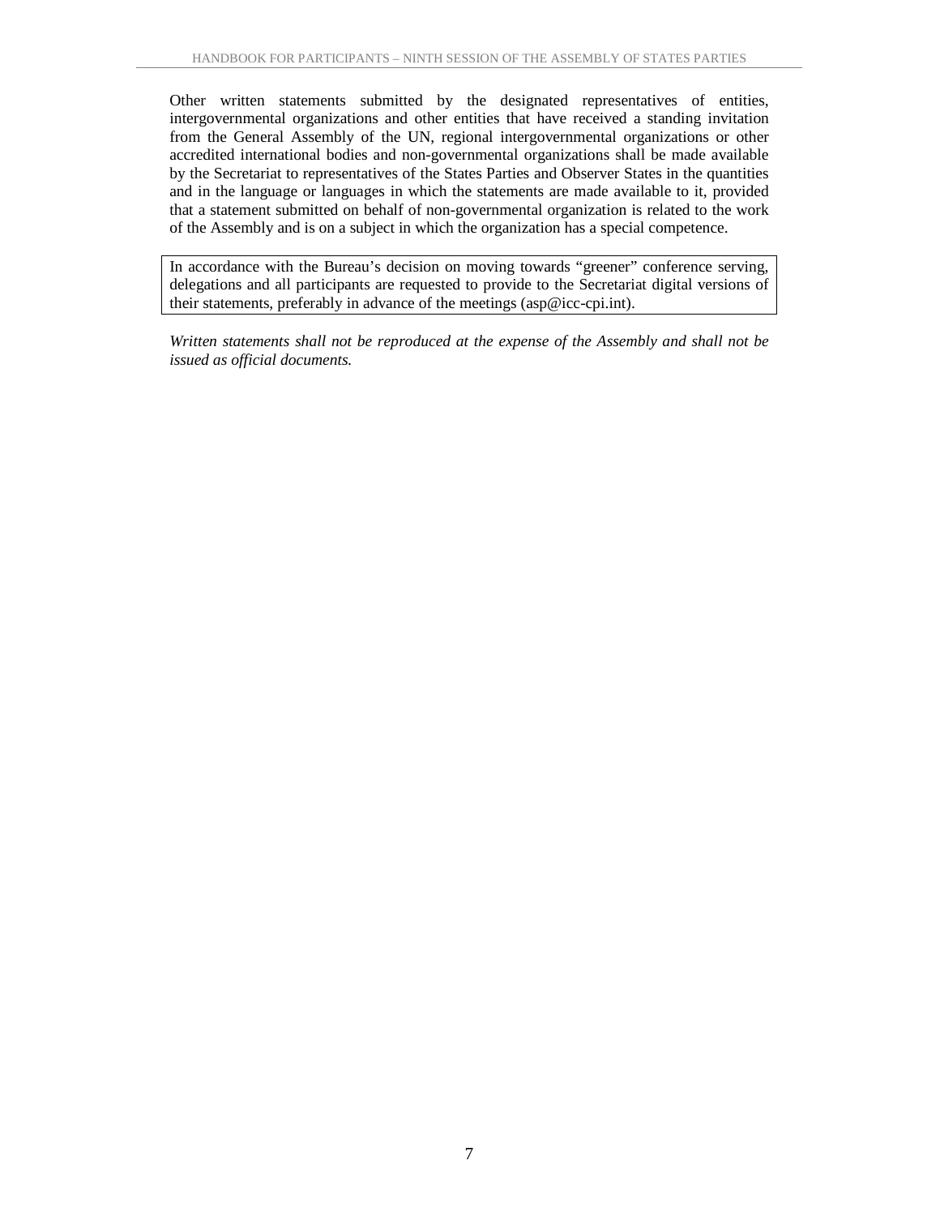Other written statements submitted by the designated representatives of entities, intergovernmental organizations and other entities that have received a standing invitation from the General Assembly of the UN, regional intergovernmental organizations or other accredited international bodies and non-governmental organizations shall be made available by the Secretariat to representatives of the States Parties and Observer States in the quantities and in the language or languages in which the statements are made available to it, provided that a statement submitted on behalf of non-governmental organization is related to the work of the Assembly and is on a subject in which the organization has a special competence.

In accordance with the Bureau's decision on moving towards "greener" conference serving, delegations and all participants are requested to provide to the Secretariat digital versions of their statements, preferably in advance of the meetings (asp@icc-cpi.int).

*Written statements shall not be reproduced at the expense of the Assembly and shall not be issued as official documents.*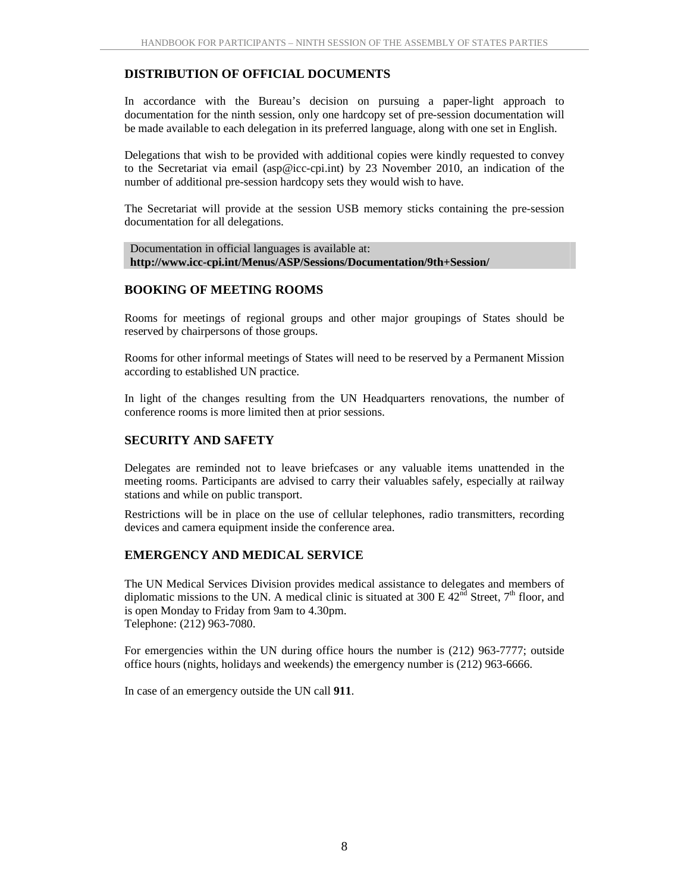## DISTRIBUTION OF OFFICIAL DOCUMENTS

In accordance with the Bureau's decision on pursuing a paper-light approach to documentation for the ninth session, only one hardcopy set of pre-session documentation will be made available to each delegation in its preferred language, along with one set in English.

Delegations that wish to be provided with additional copies were kindly requested to convey to the Secretariat via email (asp@icc-cpi.int) by 23 November 2010, an indication of the number of additional pre-session hardcopy sets they would wish to have.

The Secretariat will provide at the session USB memory sticks containing the pre-session documentation for all delegations.

Documentation in official languages is available at:
**http://www.icc-cpi.int/Menus/ASP/Sessions/Documentation/9th+Session/**

## BOOKING OF MEETING ROOMS

Rooms for meetings of regional groups and other major groupings of States should be reserved by chairpersons of those groups.

Rooms for other informal meetings of States will need to be reserved by a Permanent Mission according to established UN practice.

In light of the changes resulting from the UN Headquarters renovations, the number of conference rooms is more limited then at prior sessions.

## SECURITY AND SAFETY

Delegates are reminded not to leave briefcases or any valuable items unattended in the meeting rooms. Participants are advised to carry their valuables safely, especially at railway stations and while on public transport.

Restrictions will be in place on the use of cellular telephones, radio transmitters, recording devices and camera equipment inside the conference area.

## EMERGENCY AND MEDICAL SERVICE

The UN Medical Services Division provides medical assistance to delegates and members of diplomatic missions to the UN. A medical clinic is situated at 300 E 42nd Street, 7th floor, and is open Monday to Friday from 9am to 4.30pm.
Telephone: (212) 963-7080.

For emergencies within the UN during office hours the number is (212) 963-7777; outside office hours (nights, holidays and weekends) the emergency number is (212) 963-6666.

In case of an emergency outside the UN call **911**.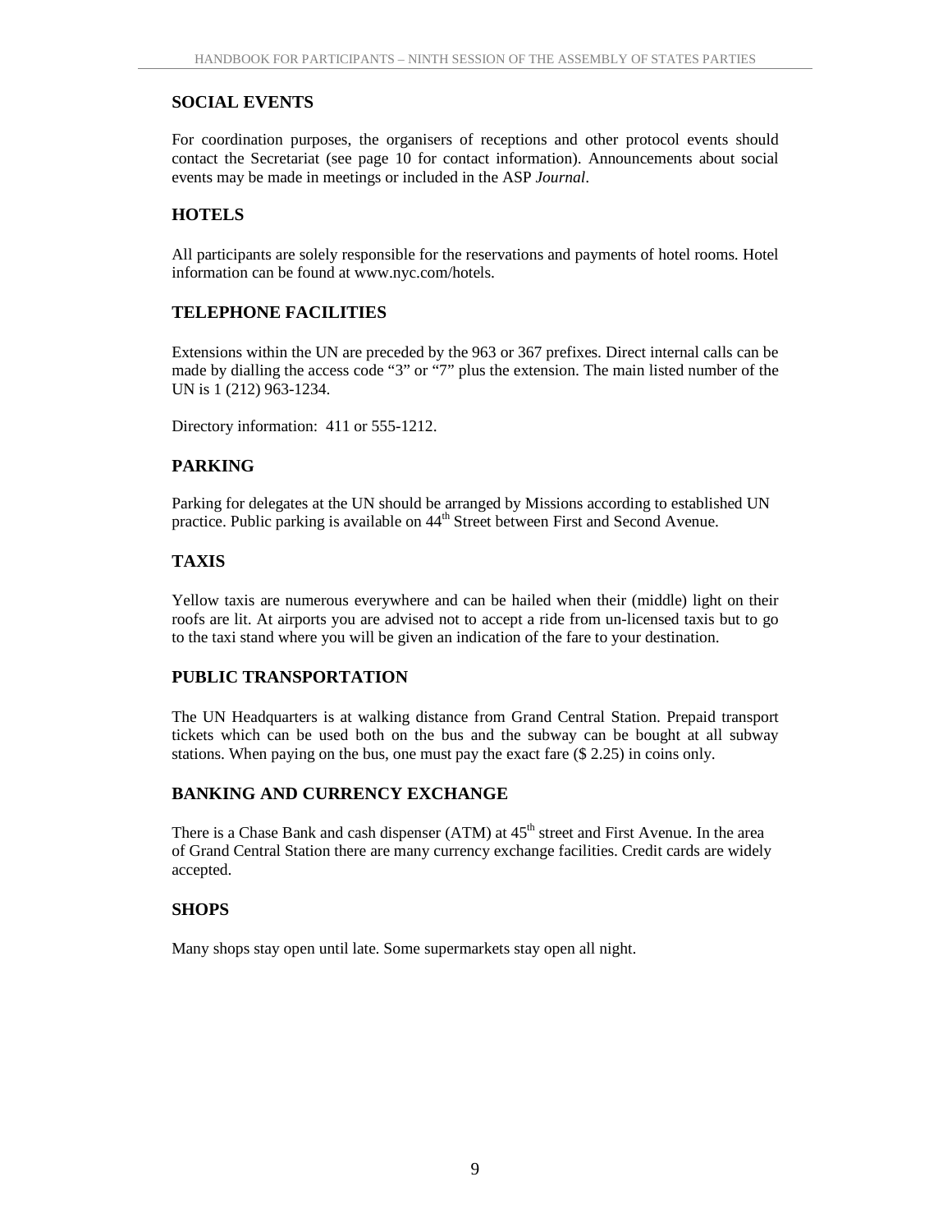## SOCIAL EVENTS

For coordination purposes, the organisers of receptions and other protocol events should contact the Secretariat (see page 10 for contact information). Announcements about social events may be made in meetings or included in the ASP *Journal*.

## HOTELS

All participants are solely responsible for the reservations and payments of hotel rooms. Hotel information can be found at www.nyc.com/hotels.

## TELEPHONE FACILITIES

Extensions within the UN are preceded by the 963 or 367 prefixes. Direct internal calls can be made by dialling the access code "3" or "7" plus the extension. The main listed number of the UN is 1 (212) 963-1234.

Directory information: 411 or 555-1212.

## PARKING

Parking for delegates at the UN should be arranged by Missions according to established UN practice. Public parking is available on 44th Street between First and Second Avenue.

## TAXIS

Yellow taxis are numerous everywhere and can be hailed when their (middle) light on their roofs are lit. At airports you are advised not to accept a ride from un-licensed taxis but to go to the taxi stand where you will be given an indication of the fare to your destination.

## PUBLIC TRANSPORTATION

The UN Headquarters is at walking distance from Grand Central Station. Prepaid transport tickets which can be used both on the bus and the subway can be bought at all subway stations. When paying on the bus, one must pay the exact fare ($ 2.25) in coins only.

## BANKING AND CURRENCY EXCHANGE

There is a Chase Bank and cash dispenser (ATM) at 45th street and First Avenue. In the area of Grand Central Station there are many currency exchange facilities. Credit cards are widely accepted.

## SHOPS

Many shops stay open until late. Some supermarkets stay open all night.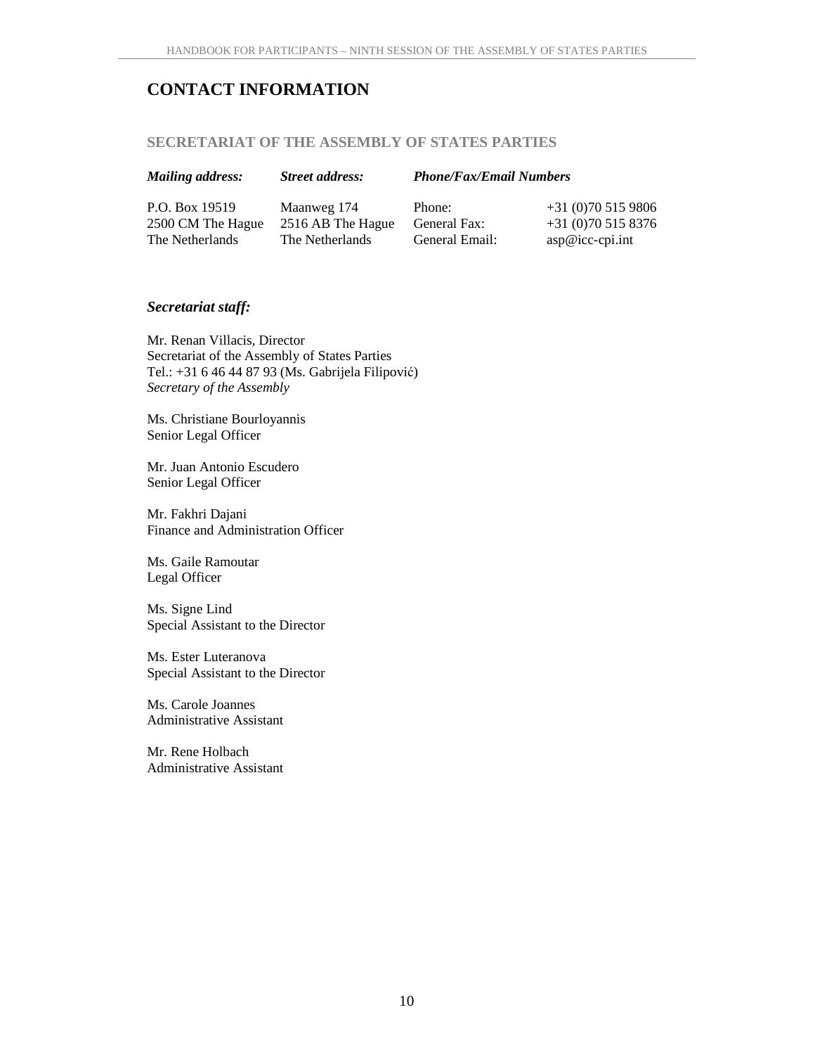# CONTACT INFORMATION

## SECRETARIAT OF THE ASSEMBLY OF STATES PARTIES

| *Mailing address:* | *Street address:* | *Phone/Fax/Email Numbers* | |
|---|---|---|---|
| P.O. Box 19519 | Maanweg 174 | Phone: | +31 (0)70 515 9806 |
| 2500 CM The Hague | 2516 AB The Hague | General Fax: | +31 (0)70 515 8376 |
| The Netherlands | The Netherlands | General Email: | asp@icc-cpi.int |

### *Secretariat staff:*

Mr. Renan Villacis, Director
Secretariat of the Assembly of States Parties
Tel.: +31 6 46 44 87 93 (Ms. Gabrijela Filipović)
*Secretary of the Assembly*

Ms. Christiane Bourloyannis
Senior Legal Officer

Mr. Juan Antonio Escudero
Senior Legal Officer

Mr. Fakhri Dajani
Finance and Administration Officer

Ms. Gaile Ramoutar
Legal Officer

Ms. Signe Lind
Special Assistant to the Director

Ms. Ester Luteranova
Special Assistant to the Director

Ms. Carole Joannes
Administrative Assistant

Mr. Rene Holbach
Administrative Assistant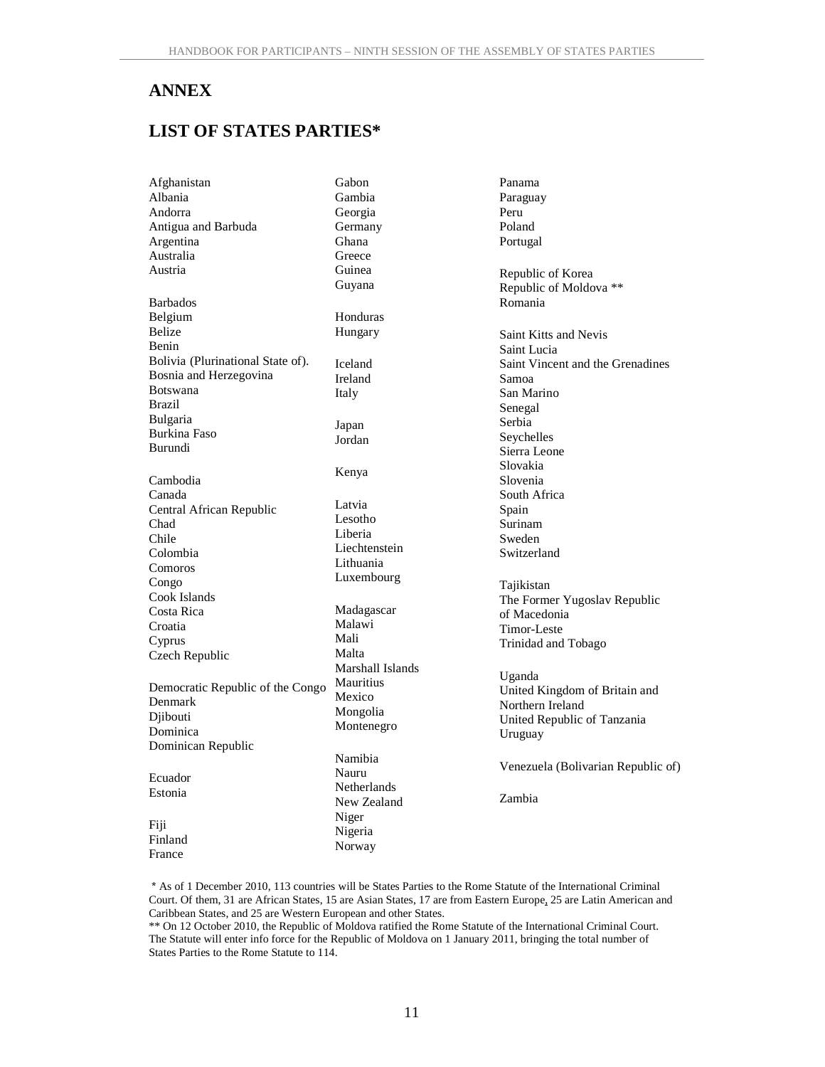## ANNEX

## LIST OF STATES PARTIES*

Afghanistan
Albania
Andorra
Antigua and Barbuda
Argentina
Australia
Austria

Barbados
Belgium
Belize
Benin
Bolivia (Plurinational State of).
Bosnia and Herzegovina
Botswana
Brazil
Bulgaria
Burkina Faso
Burundi

Cambodia
Canada
Central African Republic
Chad
Chile
Colombia
Comoros
Congo
Cook Islands
Costa Rica
Croatia
Cyprus
Czech Republic

Democratic Republic of the Congo
Denmark
Djibouti
Dominica
Dominican Republic

Ecuador
Estonia

Fiji
Finland
France

Gabon
Gambia
Georgia
Germany
Ghana
Greece
Guinea
Guyana

Honduras
Hungary

Iceland
Ireland
Italy

Japan
Jordan

Kenya

Latvia
Lesotho
Liberia
Liechtenstein
Lithuania
Luxembourg

Madagascar
Malawi
Mali
Malta
Marshall Islands
Mauritius
Mexico
Mongolia
Montenegro

Namibia
Nauru
Netherlands
New Zealand
Niger
Nigeria
Norway

Panama
Paraguay
Peru
Poland
Portugal

Republic of Korea
Republic of Moldova **
Romania

Saint Kitts and Nevis
Saint Lucia
Saint Vincent and the Grenadines
Samoa
San Marino
Senegal
Serbia
Seychelles
Sierra Leone
Slovakia
Slovenia
South Africa
Spain
Surinam
Sweden
Switzerland

Tajikistan
The Former Yugoslav Republic of Macedonia
Timor-Leste
Trinidad and Tobago

Uganda
United Kingdom of Britain and Northern Ireland
United Republic of Tanzania
Uruguay

Venezuela (Bolivarian Republic of)

Zambia

* As of 1 December 2010, 113 countries will be States Parties to the Rome Statute of the International Criminal Court. Of them, 31 are African States, 15 are Asian States, 17 are from Eastern Europe, 25 are Latin American and Caribbean States, and 25 are Western European and other States.

** On 12 October 2010, the Republic of Moldova ratified the Rome Statute of the International Criminal Court. The Statute will enter info force for the Republic of Moldova on 1 January 2011, bringing the total number of States Parties to the Rome Statute to 114.